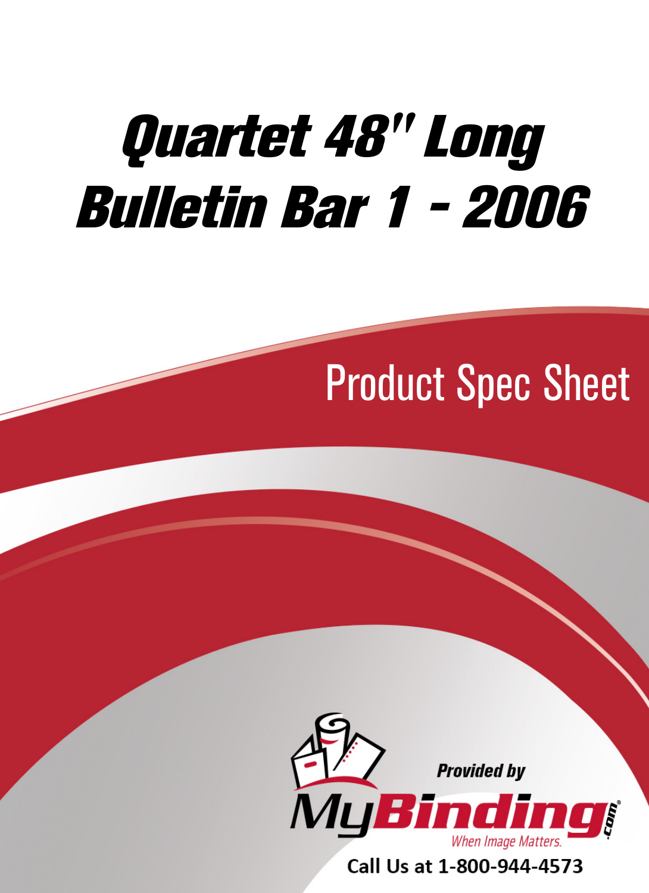# Quartet 48" Long Bulletin Bar 1 - 2006

## Product Spec Sheet

Provided by

MyBinding.com

When Image Matters.

Call Us at 1-800-944-4573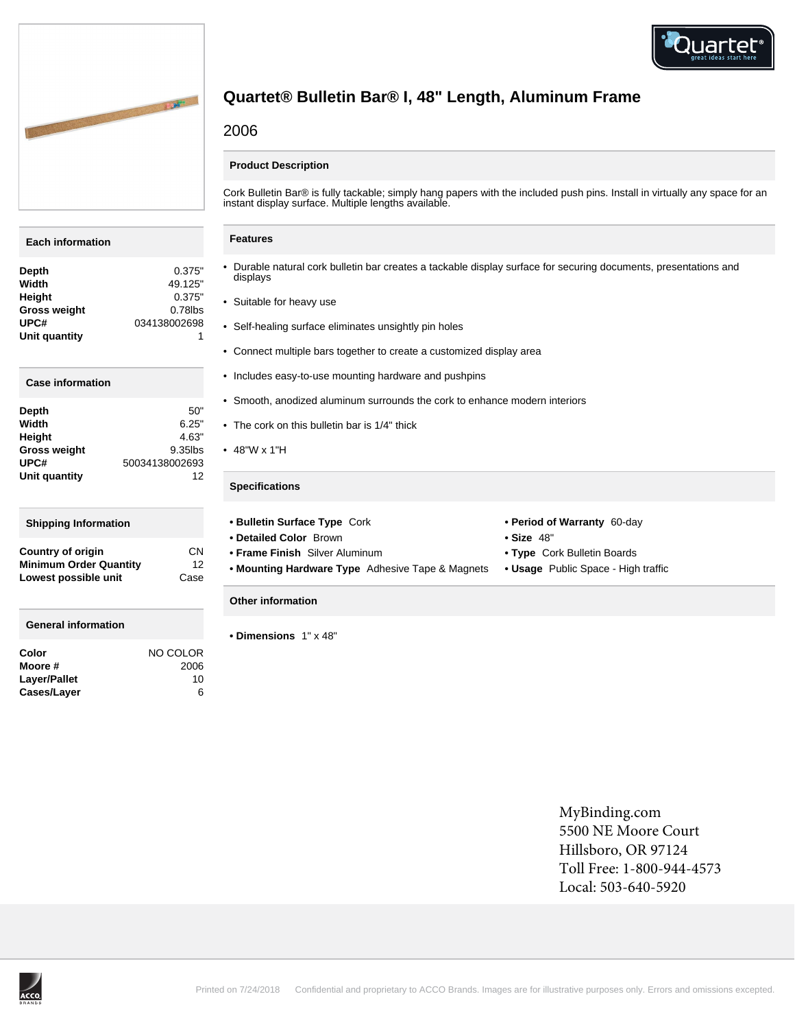# Quartet® Bulletin Bar® I, 48" Length, Aluminum Frame

2006

## Product Description

Cork Bulletin Bar® is fully tackable; simply hang papers with the included push pins. Install in virtually any space for an instant display surface. Multiple lengths available.

## Features

- Durable natural cork bulletin bar creates a tackable display surface for securing documents, presentations and displays
- Suitable for heavy use
- Self-healing surface eliminates unsightly pin holes
- Connect multiple bars together to create a customized display area
- Includes easy-to-use mounting hardware and pushpins
- Smooth, anodized aluminum surrounds the cork to enhance modern interiors
- The cork on this bulletin bar is 1/4" thick
- 48"W x 1"H

## Specifications

- **Bulletin Surface Type** Cork
- **Detailed Color** Brown
- **Frame Finish** Silver Aluminum
- **Mounting Hardware Type** Adhesive Tape & Magnets
- **Period of Warranty** 60-day
- **Size** 48"
- **Type** Cork Bulletin Boards
- **Usage** Public Space - High traffic

## Other information

- **Dimensions** 1" x 48"

## Each information

| | |
|---|---|
| **Depth** | 0.375" |
| **Width** | 49.125" |
| **Height** | 0.375" |
| **Gross weight** | 0.78lbs |
| **UPC#** | 034138002698 |
| **Unit quantity** | 1 |

## Case information

| | |
|---|---|
| **Depth** | 50" |
| **Width** | 6.25" |
| **Height** | 4.63" |
| **Gross weight** | 9.35lbs |
| **UPC#** | 50034138002693 |
| **Unit quantity** | 12 |

## Shipping Information

| | |
|---|---|
| **Country of origin** | CN |
| **Minimum Order Quantity** | 12 |
| **Lowest possible unit** | Case |

## General information

| | |
|---|---|
| **Color** | NO COLOR |
| **Moore #** | 2006 |
| **Layer/Pallet** | 10 |
| **Cases/Layer** | 6 |

MyBinding.com
5500 NE Moore Court
Hillsboro, OR 97124
Toll Free: 1-800-944-4573
Local: 503-640-5920

Printed on 7/24/2018 Confidential and proprietary to ACCO Brands. Images are for illustrative purposes only. Errors and omissions excepted.